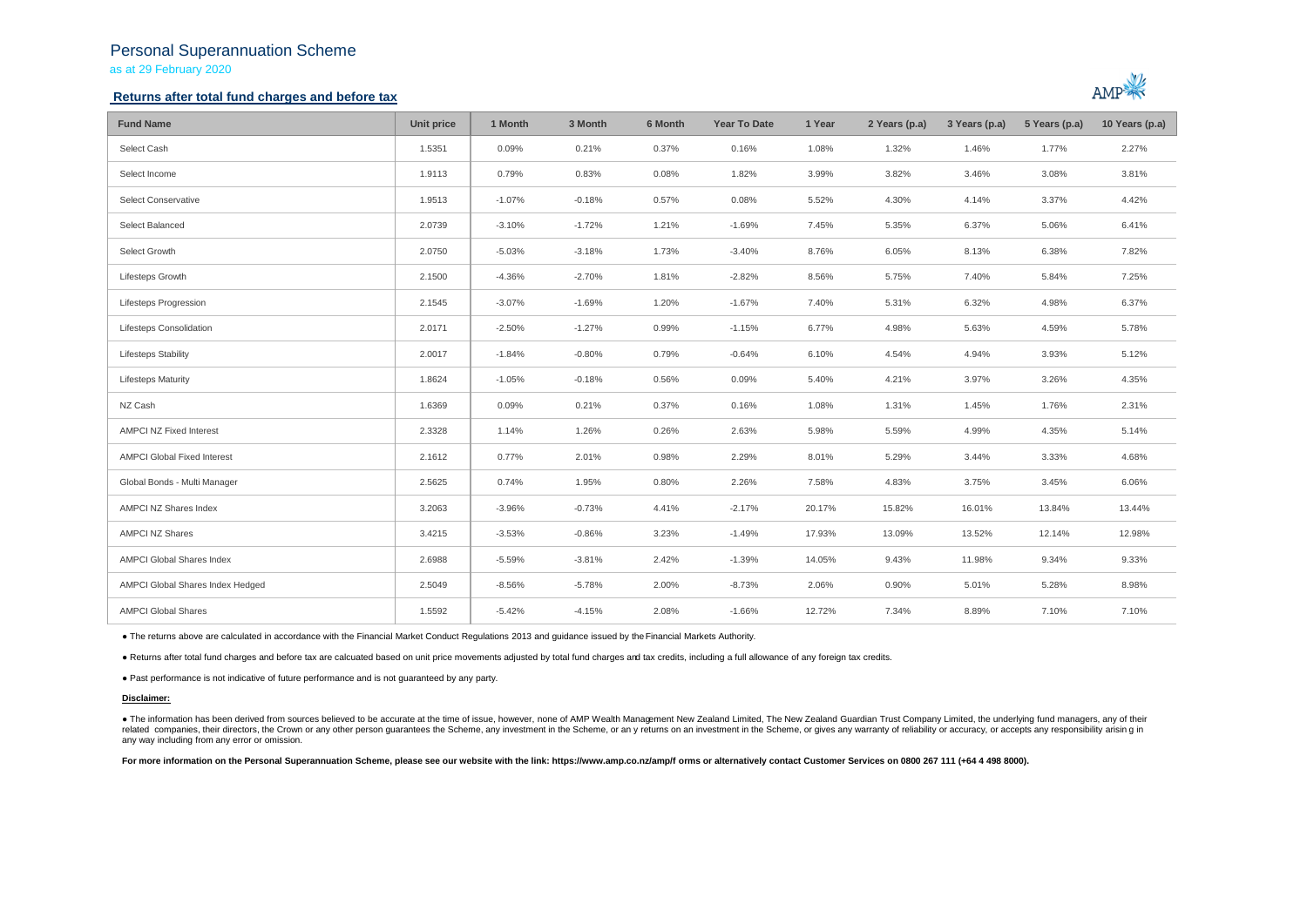# Personal Superannuation Scheme

as at 29 February 2020

## Returns after total fund charges and before tax

| Fund Name | Unit price | 1 Month | 3 Month | 6 Month | Year To Date | 1 Year | 2 Years (p.a) | 3 Years (p.a) | 5 Years (p.a) | 10 Years (p.a) |
|---|---|---|---|---|---|---|---|---|---|---|
| Select Cash | 1.5351 | 0.09% | 0.21% | 0.37% | 0.16% | 1.08% | 1.32% | 1.46% | 1.77% | 2.27% |
| Select Income | 1.9113 | 0.79% | 0.83% | 0.08% | 1.82% | 3.99% | 3.82% | 3.46% | 3.08% | 3.81% |
| Select Conservative | 1.9513 | -1.07% | -0.18% | 0.57% | 0.08% | 5.52% | 4.30% | 4.14% | 3.37% | 4.42% |
| Select Balanced | 2.0739 | -3.10% | -1.72% | 1.21% | -1.69% | 7.45% | 5.35% | 6.37% | 5.06% | 6.41% |
| Select Growth | 2.0750 | -5.03% | -3.18% | 1.73% | -3.40% | 8.76% | 6.05% | 8.13% | 6.38% | 7.82% |
| Lifesteps Growth | 2.1500 | -4.36% | -2.70% | 1.81% | -2.82% | 8.56% | 5.75% | 7.40% | 5.84% | 7.25% |
| Lifesteps Progression | 2.1545 | -3.07% | -1.69% | 1.20% | -1.67% | 7.40% | 5.31% | 6.32% | 4.98% | 6.37% |
| Lifesteps Consolidation | 2.0171 | -2.50% | -1.27% | 0.99% | -1.15% | 6.77% | 4.98% | 5.63% | 4.59% | 5.78% |
| Lifesteps Stability | 2.0017 | -1.84% | -0.80% | 0.79% | -0.64% | 6.10% | 4.54% | 4.94% | 3.93% | 5.12% |
| Lifesteps Maturity | 1.8624 | -1.05% | -0.18% | 0.56% | 0.09% | 5.40% | 4.21% | 3.97% | 3.26% | 4.35% |
| NZ Cash | 1.6369 | 0.09% | 0.21% | 0.37% | 0.16% | 1.08% | 1.31% | 1.45% | 1.76% | 2.31% |
| AMPCI NZ Fixed Interest | 2.3328 | 1.14% | 1.26% | 0.26% | 2.63% | 5.98% | 5.59% | 4.99% | 4.35% | 5.14% |
| AMPCI Global Fixed Interest | 2.1612 | 0.77% | 2.01% | 0.98% | 2.29% | 8.01% | 5.29% | 3.44% | 3.33% | 4.68% |
| Global Bonds - Multi Manager | 2.5625 | 0.74% | 1.95% | 0.80% | 2.26% | 7.58% | 4.83% | 3.75% | 3.45% | 6.06% |
| AMPCI NZ Shares Index | 3.2063 | -3.96% | -0.73% | 4.41% | -2.17% | 20.17% | 15.82% | 16.01% | 13.84% | 13.44% |
| AMPCI NZ Shares | 3.4215 | -3.53% | -0.86% | 3.23% | -1.49% | 17.93% | 13.09% | 13.52% | 12.14% | 12.98% |
| AMPCI Global Shares Index | 2.6988 | -5.59% | -3.81% | 2.42% | -1.39% | 14.05% | 9.43% | 11.98% | 9.34% | 9.33% |
| AMPCI Global Shares Index Hedged | 2.5049 | -8.56% | -5.78% | 2.00% | -8.73% | 2.06% | 0.90% | 5.01% | 5.28% | 8.98% |
| AMPCI Global Shares | 1.5592 | -5.42% | -4.15% | 2.08% | -1.66% | 12.72% | 7.34% | 8.89% | 7.10% | 7.10% |

- The returns above are calculated in accordance with the Financial Market Conduct Regulations 2013 and guidance issued by the Financial Markets Authority.

- Returns after total fund charges and before tax are calcuated based on unit price movements adjusted by total fund charges and tax credits, including a full allowance of any foreign tax credits.

- Past performance is not indicative of future performance and is not guaranteed by any party.

**Disclaimer:**

- The information has been derived from sources believed to be accurate at the time of issue, however, none of AMP Wealth Management New Zealand Limited, The New Zealand Guardian Trust Company Limited, the underlying fund managers, any of their related companies, their directors, the Crown or any other person guarantees the Scheme, any investment in the Scheme, or any returns on an investment in the Scheme, or gives any warranty of reliability or accuracy, or accepts any responsibility arising in any way including from any error or omission.

**For more information on the Personal Superannuation Scheme, please see our website with the link: https://www.amp.co.nz/amp/forms or alternatively contact Customer Services on 0800 267 111 (+64 4 498 8000).**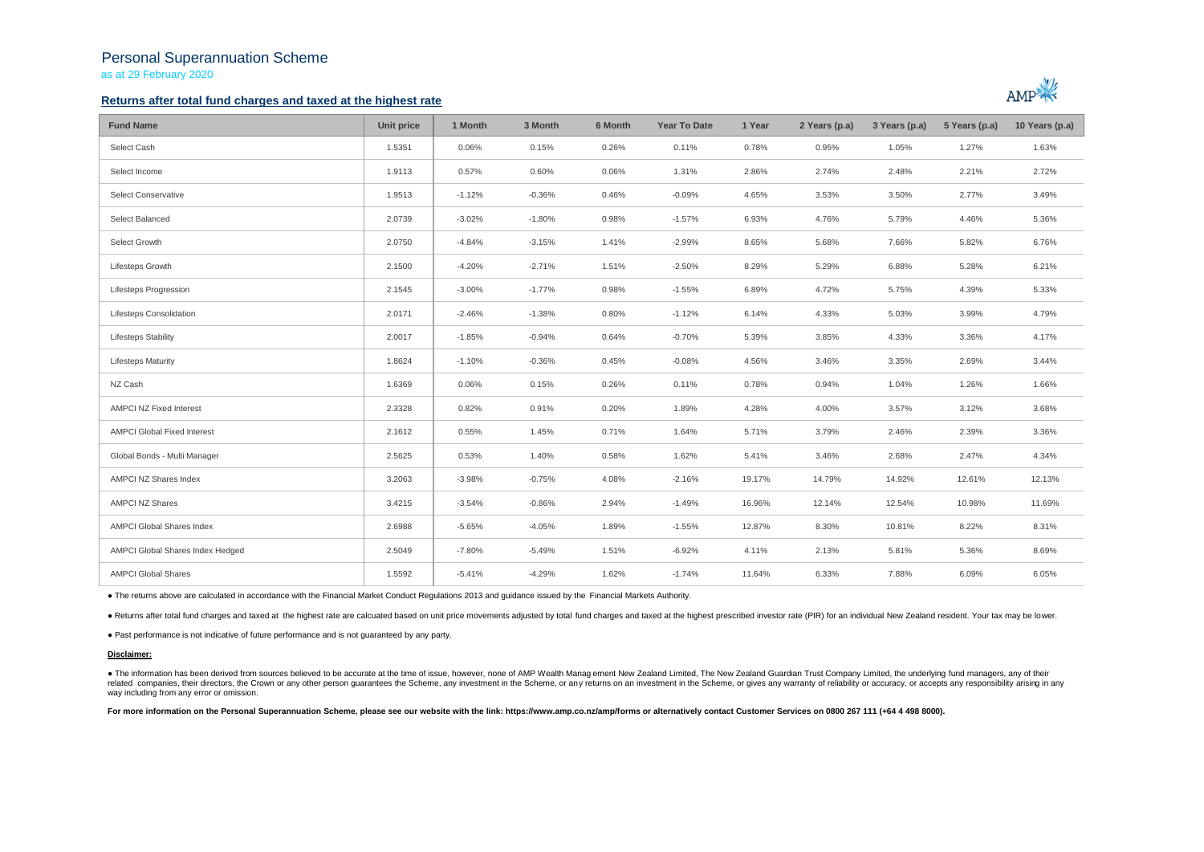# Personal Superannuation Scheme

as at 29 February 2020

## Returns after total fund charges and taxed at the highest rate

| Fund Name | Unit price | 1 Month | 3 Month | 6 Month | Year To Date | 1 Year | 2 Years (p.a) | 3 Years (p.a) | 5 Years (p.a) | 10 Years (p.a) |
|---|---|---|---|---|---|---|---|---|---|---|
| Select Cash | 1.5351 | 0.06% | 0.15% | 0.26% | 0.11% | 0.78% | 0.95% | 1.05% | 1.27% | 1.63% |
| Select Income | 1.9113 | 0.57% | 0.60% | 0.06% | 1.31% | 2.86% | 2.74% | 2.48% | 2.21% | 2.72% |
| Select Conservative | 1.9513 | -1.12% | -0.36% | 0.46% | -0.09% | 4.65% | 3.53% | 3.50% | 2.77% | 3.49% |
| Select Balanced | 2.0739 | -3.02% | -1.80% | 0.98% | -1.57% | 6.93% | 4.76% | 5.79% | 4.46% | 5.36% |
| Select Growth | 2.0750 | -4.84% | -3.15% | 1.41% | -2.99% | 8.65% | 5.68% | 7.66% | 5.82% | 6.76% |
| Lifesteps Growth | 2.1500 | -4.20% | -2.71% | 1.51% | -2.50% | 8.29% | 5.29% | 6.88% | 5.28% | 6.21% |
| Lifesteps Progression | 2.1545 | -3.00% | -1.77% | 0.98% | -1.55% | 6.89% | 4.72% | 5.75% | 4.39% | 5.33% |
| Lifesteps Consolidation | 2.0171 | -2.46% | -1.38% | 0.80% | -1.12% | 6.14% | 4.33% | 5.03% | 3.99% | 4.79% |
| Lifesteps Stability | 2.0017 | -1.85% | -0.94% | 0.64% | -0.70% | 5.39% | 3.85% | 4.33% | 3.36% | 4.17% |
| Lifesteps Maturity | 1.8624 | -1.10% | -0.36% | 0.45% | -0.08% | 4.56% | 3.46% | 3.35% | 2.69% | 3.44% |
| NZ Cash | 1.6369 | 0.06% | 0.15% | 0.26% | 0.11% | 0.78% | 0.94% | 1.04% | 1.26% | 1.66% |
| AMPCI NZ Fixed Interest | 2.3328 | 0.82% | 0.91% | 0.20% | 1.89% | 4.28% | 4.00% | 3.57% | 3.12% | 3.68% |
| AMPCI Global Fixed Interest | 2.1612 | 0.55% | 1.45% | 0.71% | 1.64% | 5.71% | 3.79% | 2.46% | 2.39% | 3.36% |
| Global Bonds - Multi Manager | 2.5625 | 0.53% | 1.40% | 0.58% | 1.62% | 5.41% | 3.46% | 2.68% | 2.47% | 4.34% |
| AMPCI NZ Shares Index | 3.2063 | -3.98% | -0.75% | 4.08% | -2.16% | 19.17% | 14.79% | 14.92% | 12.61% | 12.13% |
| AMPCI NZ Shares | 3.4215 | -3.54% | -0.86% | 2.94% | -1.49% | 16.96% | 12.14% | 12.54% | 10.98% | 11.69% |
| AMPCI Global Shares Index | 2.6988 | -5.65% | -4.05% | 1.89% | -1.55% | 12.87% | 8.30% | 10.81% | 8.22% | 8.31% |
| AMPCI Global Shares Index Hedged | 2.5049 | -7.80% | -5.49% | 1.51% | -6.92% | 4.11% | 2.13% | 5.81% | 5.36% | 8.69% |
| AMPCI Global Shares | 1.5592 | -5.41% | -4.29% | 1.62% | -1.74% | 11.64% | 6.33% | 7.88% | 6.09% | 6.05% |

● The returns above are calculated in accordance with the Financial Market Conduct Regulations 2013 and guidance issued by the Financial Markets Authority.

● Returns after total fund charges and taxed at the highest rate are calcuated based on unit price movements adjusted by total fund charges and taxed at the highest prescribed investor rate (PIR) for an individual New Zealand resident. Your tax may be lower.

● Past performance is not indicative of future performance and is not guaranteed by any party.

**Disclaimer:**

● The information has been derived from sources believed to be accurate at the time of issue, however, none of AMP Wealth Management New Zealand Limited, The New Zealand Guardian Trust Company Limited, the underlying fund managers, any of their related companies, their directors, the Crown or any other person guarantees the Scheme, any investment in the Scheme, or any returns on an investment in the Scheme, or gives any warranty of reliability or accuracy, or accepts any responsibility arising in any way including from any error or omission.

**For more information on the Personal Superannuation Scheme, please see our website with the link: https://www.amp.co.nz/amp/forms or alternatively contact Customer Services on 0800 267 111 (+64 4 498 8000).**